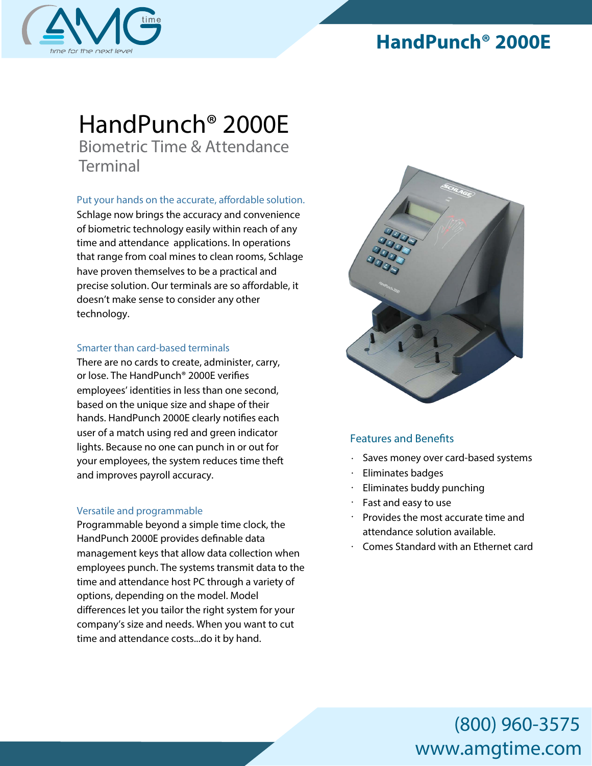# HandPunch® 2000E

## Biometric Time & Attendance Terminal

### Put your hands on the accurate, affordable solution.

Schlage now brings the accuracy and convenience of biometric technology easily within reach of any time and attendance applications. In operations that range from coal mines to clean rooms, Schlage have proven themselves to be a practical and precise solution. Our terminals are so affordable, it doesn't make sense to consider any other technology.

### Smarter than card-based terminals

There are no cards to create, administer, carry, or lose. The HandPunch® 2000E verifies employees' identities in less than one second, based on the unique size and shape of their hands. HandPunch 2000E clearly notifies each user of a match using red and green indicator lights. Because no one can punch in or out for your employees, the system reduces time theft and improves payroll accuracy.

### Versatile and programmable

Programmable beyond a simple time clock, the HandPunch 2000E provides definable data management keys that allow data collection when employees punch. The systems transmit data to the time and attendance host PC through a variety of options, depending on the model. Model differences let you tailor the right system for your company's size and needs. When you want to cut time and attendance costs...do it by hand.

### Features and Benefits

- Saves money over card-based systems
- Eliminates badges
- Eliminates buddy punching
- Fast and easy to use
- Provides the most accurate time and attendance solution available.
- Comes Standard with an Ethernet card

(800) 960-3575
www.amgtime.com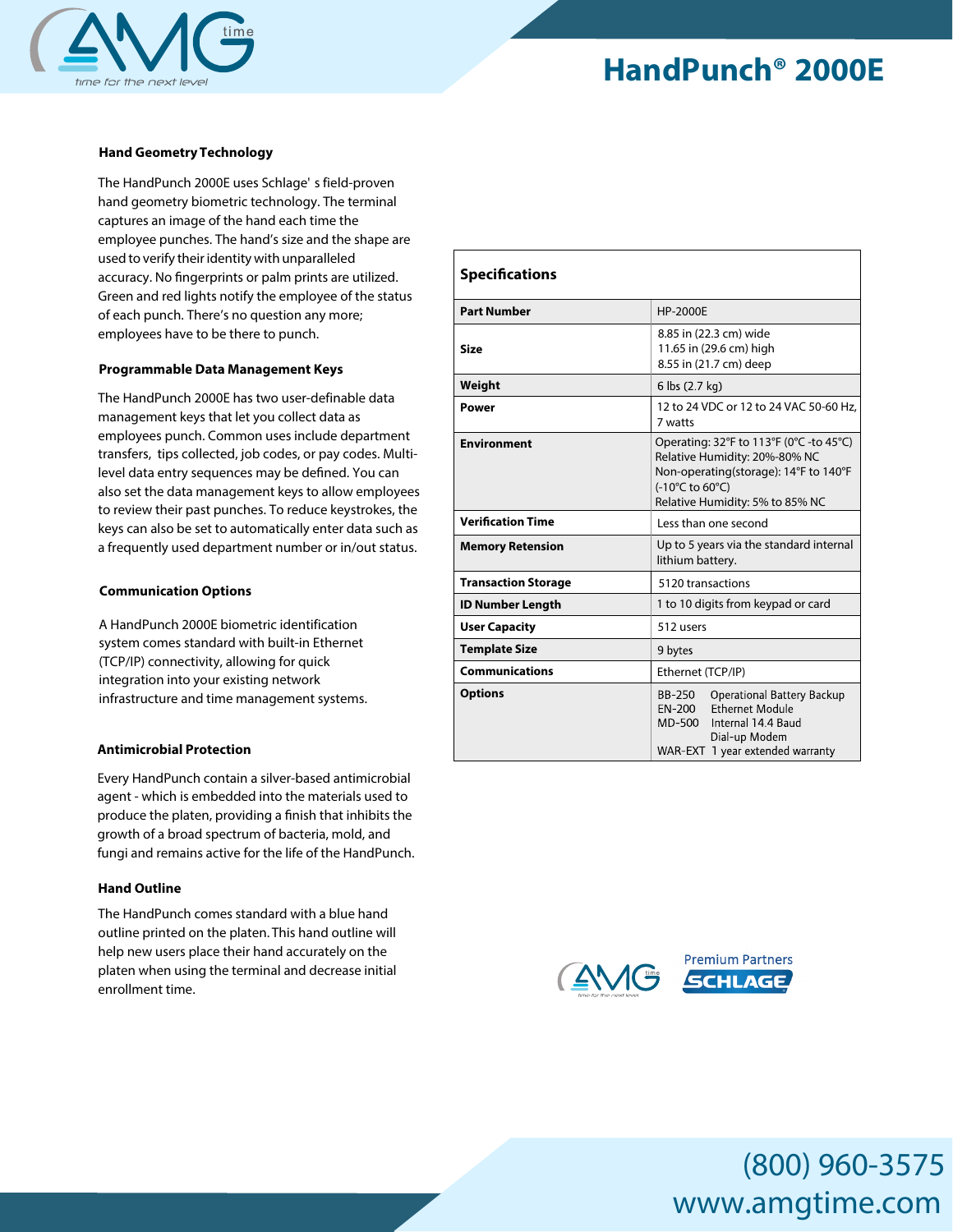# HandPunch® 2000E

### Hand Geometry Technology

The HandPunch 2000E uses Schlage' s field-proven hand geometry biometric technology. The terminal captures an image of the hand each time the employee punches. The hand's size and the shape are used to verify their identity with unparalleled accuracy. No fingerprints or palm prints are utilized. Green and red lights notify the employee of the status of each punch. There's no question any more; employees have to be there to punch.

### Programmable Data Management Keys

The HandPunch 2000E has two user-definable data management keys that let you collect data as employees punch. Common uses include department transfers, tips collected, job codes, or pay codes. Multi-level data entry sequences may be defined. You can also set the data management keys to allow employees to review their past punches. To reduce keystrokes, the keys can also be set to automatically enter data such as a frequently used department number or in/out status.

### Communication Options

A HandPunch 2000E biometric identification system comes standard with built-in Ethernet (TCP/IP) connectivity, allowing for quick integration into your existing network infrastructure and time management systems.

### Antimicrobial Protection

Every HandPunch contain a silver-based antimicrobial agent - which is embedded into the materials used to produce the platen, providing a finish that inhibits the growth of a broad spectrum of bacteria, mold, and fungi and remains active for the life of the HandPunch.

### Hand Outline

The HandPunch comes standard with a blue hand outline printed on the platen. This hand outline will help new users place their hand accurately on the platen when using the terminal and decrease initial enrollment time.

### Specifications

| | |
|---|---|
| **Part Number** | HP-2000E |
| **Size** | 8.85 in (22.3 cm) wide<br>11.65 in (29.6 cm) high<br>8.55 in (21.7 cm) deep |
| **Weight** | 6 lbs (2.7 kg) |
| **Power** | 12 to 24 VDC or 12 to 24 VAC 50-60 Hz, 7 watts |
| **Environment** | Operating: 32°F to 113°F (0°C -to 45°C)<br>Relative Humidity: 20%-80% NC<br>Non-operating(storage): 14°F to 140°F (-10°C to 60°C)<br>Relative Humidity: 5% to 85% NC |
| **Verification Time** | Less than one second |
| **Memory Retension** | Up to 5 years via the standard internal lithium battery. |
| **Transaction Storage** | 5120 transactions |
| **ID Number Length** | 1 to 10 digits from keypad or card |
| **User Capacity** | 512 users |
| **Template Size** | 9 bytes |
| **Communications** | Ethernet (TCP/IP) |
| **Options** | BB-250 Operational Battery Backup<br>EN-200 Ethernet Module<br>MD-500 Internal 14.4 Baud Dial-up Modem<br>WAR-EXT 1 year extended warranty |

Premium Partners SCHLAGE

(800) 960-3575
www.amgtime.com